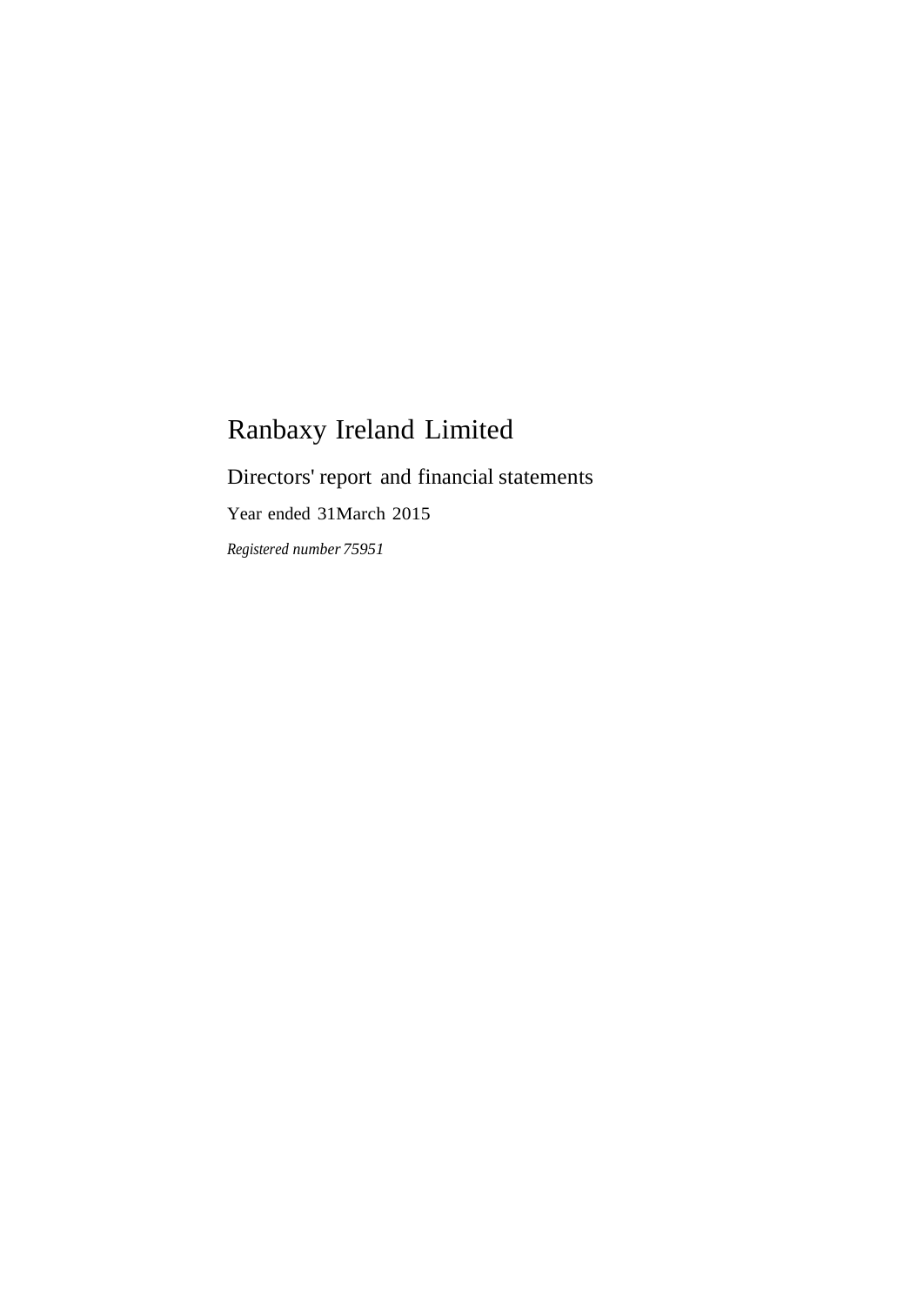# Ranbaxy Ireland Limited

## Directors' report and financial statements

Year ended 31March 2015

*Registered number 75951*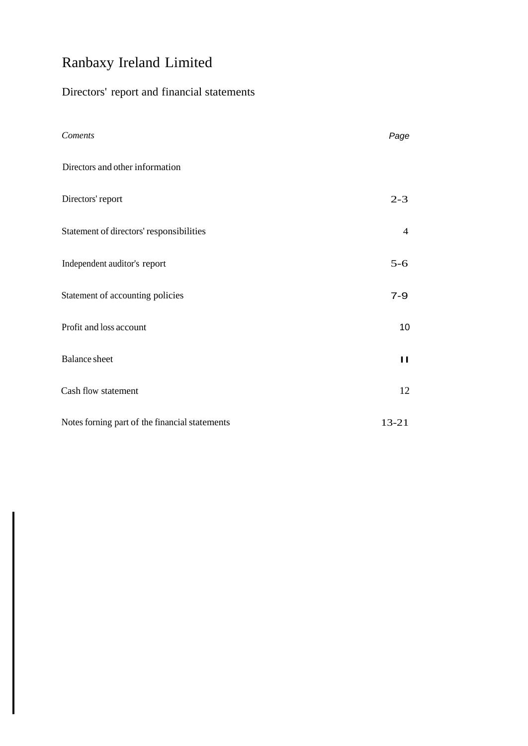# Ranbaxy Ireland Limited

## Directors' report and financial statements

| *Coments* | Page |
|---|---|
| Directors and other information | |
| Directors' report | 2-3 |
| Statement of directors' responsibilities | 4 |
| Independent auditor's report | 5-6 |
| Statement of accounting policies | 7-9 |
| Profit and loss account | 10 |
| Balance sheet | II |
| Cash flow statement | 12 |
| Notes forning part of the financial statements | 13-21 |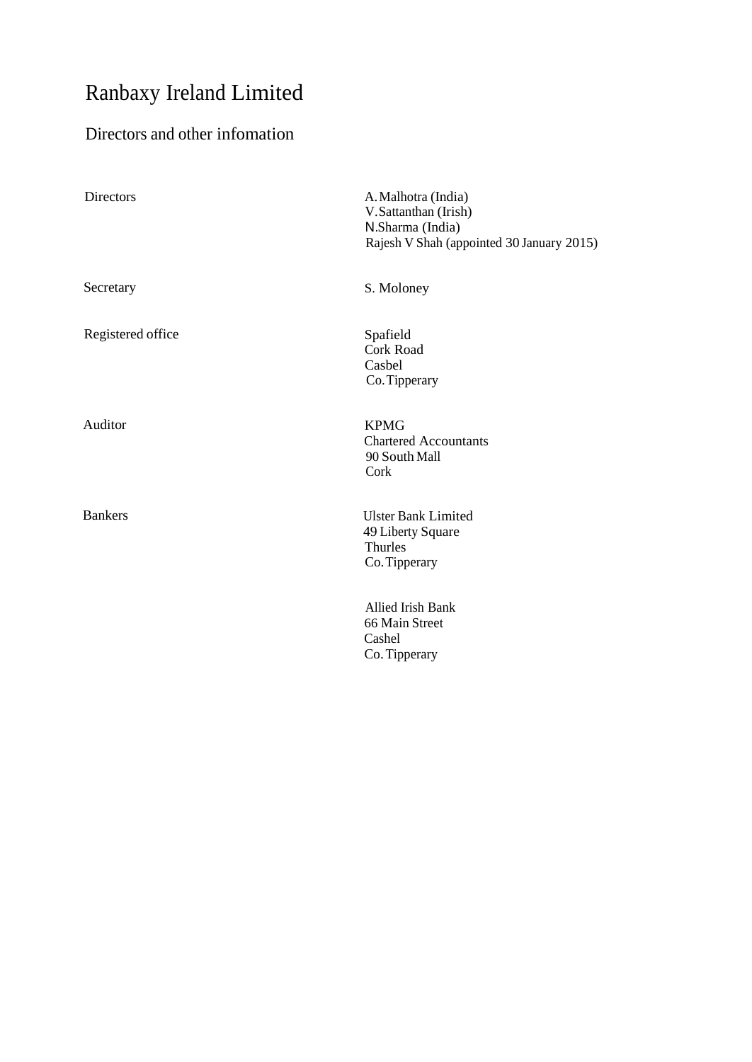# Ranbaxy Ireland Limited

## Directors and other infomation

| | |
|---|---|
| Directors | A. Malhotra (India)<br>V. Sattanthan (Irish)<br>N.Sharma (India)<br>Rajesh V Shah (appointed 30 January 2015) |
| Secretary | S. Moloney |
| Registered office | Spafield<br>Cork Road<br>Casbel<br>Co. Tipperary |
| Auditor | KPMG<br>Chartered Accountants<br>90 South Mall<br>Cork |
| Bankers | Ulster Bank Limited<br>49 Liberty Square<br>Thurles<br>Co. Tipperary<br><br>Allied Irish Bank<br>66 Main Street<br>Cashel<br>Co. Tipperary |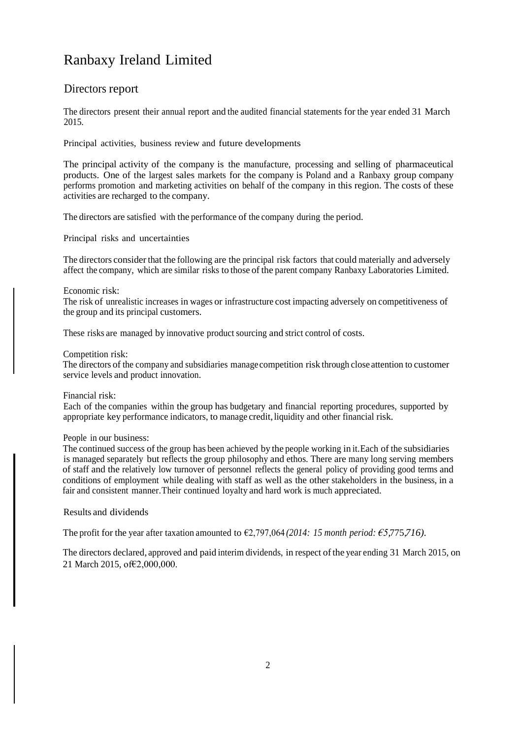# Ranbaxy Ireland Limited

## Directors report

The directors present their annual report and the audited financial statements for the year ended 31 March 2015.

### Principal activities, business review and future developments

The principal activity of the company is the manufacture, processing and selling of pharmaceutical products. One of the largest sales markets for the company is Poland and a Ranbaxy group company performs promotion and marketing activities on behalf of the company in this region. The costs of these activities are recharged to the company.

The directors are satisfied with the performance of the company during the period.

### Principal risks and uncertainties

The directors consider that the following are the principal risk factors that could materially and adversely affect the company, which are similar risks to those of the parent company Ranbaxy Laboratories Limited.

Economic risk:
The risk of unrealistic increases in wages or infrastructure cost impacting adversely on competitiveness of the group and its principal customers.

These risks are managed by innovative product sourcing and strict control of costs.

Competition risk:
The directors of the company and subsidiaries manage competition risk through close attention to customer service levels and product innovation.

Financial risk:
Each of the companies within the group has budgetary and financial reporting procedures, supported by appropriate key performance indicators, to manage credit, liquidity and other financial risk.

People in our business:
The continued success of the group has been achieved by the people working in it.Each of the subsidiaries is managed separately but reflects the group philosophy and ethos. There are many long serving members of staff and the relatively low turnover of personnel reflects the general policy of providing good terms and conditions of employment while dealing with staff as well as the other stakeholders in the business, in a fair and consistent manner.Their continued loyalty and hard work is much appreciated.

### Results and dividends

The profit for the year after taxation amounted to €2,797,064 *(2014: 15 month period: €5,775,716)*.

The directors declared, approved and paid interim dividends, in respect of the year ending 31 March 2015, on 21 March 2015, of€2,000,000.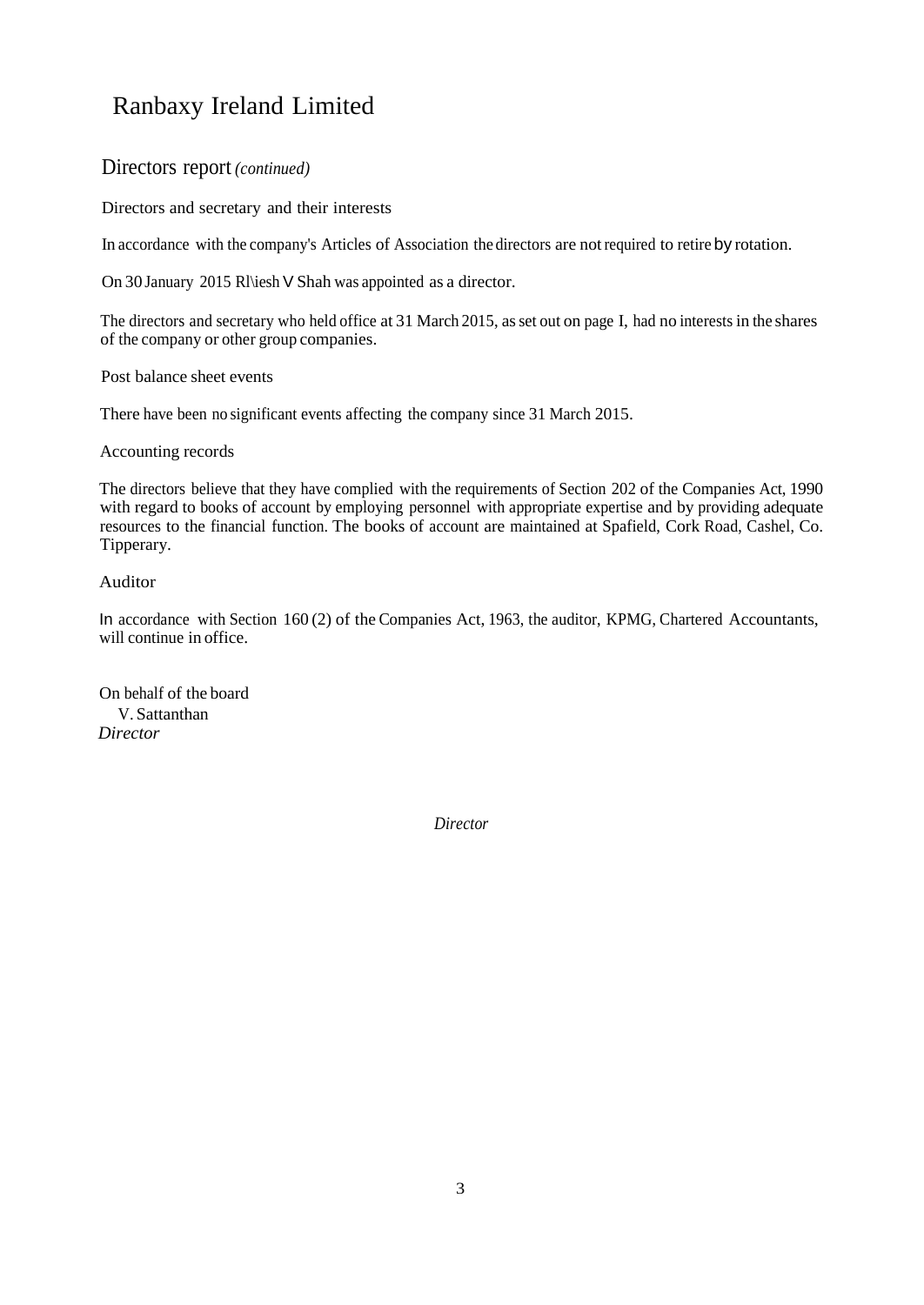# Ranbaxy Ireland Limited

## Directors report *(continued)*

### Directors and secretary and their interests

In accordance with the company's Articles of Association the directors are not required to retire by rotation.

On 30 January 2015 Rl\iesh V Shah was appointed as a director.

The directors and secretary who held office at 31 March 2015, as set out on page I, had no interests in the shares of the company or other group companies.

### Post balance sheet events

There have been no significant events affecting the company since 31 March 2015.

### Accounting records

The directors believe that they have complied with the requirements of Section 202 of the Companies Act, 1990 with regard to books of account by employing personnel with appropriate expertise and by providing adequate resources to the financial function. The books of account are maintained at Spafield, Cork Road, Cashel, Co. Tipperary.

### Auditor

In accordance with Section 160 (2) of the Companies Act, 1963, the auditor, KPMG, Chartered Accountants, will continue in office.

On behalf of the board
V. Sattanthan
*Director*

*Director*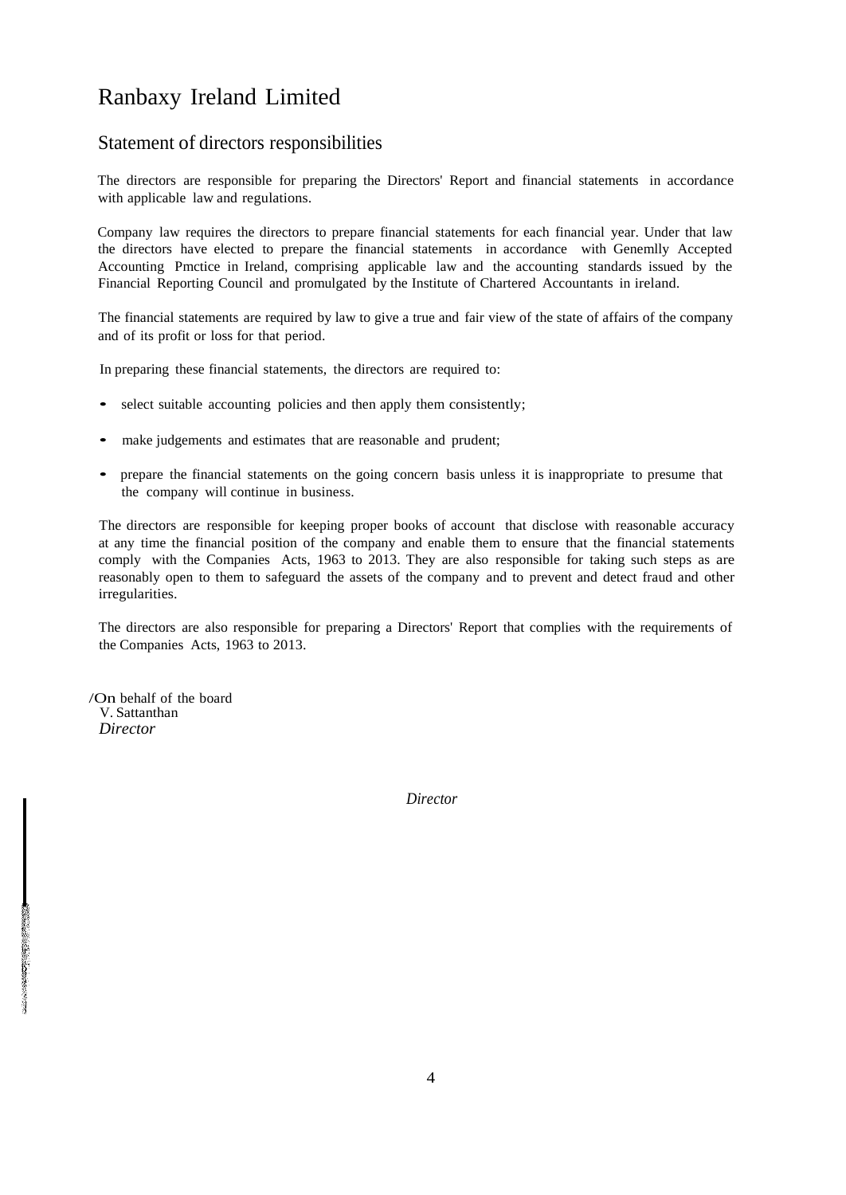# Ranbaxy Ireland Limited

## Statement of directors responsibilities

The directors are responsible for preparing the Directors' Report and financial statements in accordance with applicable law and regulations.

Company law requires the directors to prepare financial statements for each financial year. Under that law the directors have elected to prepare the financial statements in accordance with Genemlly Accepted Accounting Pmctice in Ireland, comprising applicable law and the accounting standards issued by the Financial Reporting Council and promulgated by the Institute of Chartered Accountants in ireland.

The financial statements are required by law to give a true and fair view of the state of affairs of the company and of its profit or loss for that period.

In preparing these financial statements, the directors are required to:

- select suitable accounting policies and then apply them consistently;
- make judgements and estimates that are reasonable and prudent;
- prepare the financial statements on the going concern basis unless it is inappropriate to presume that the company will continue in business.

The directors are responsible for keeping proper books of account that disclose with reasonable accuracy at any time the financial position of the company and enable them to ensure that the financial statements comply with the Companies Acts, 1963 to 2013. They are also responsible for taking such steps as are reasonably open to them to safeguard the assets of the company and to prevent and detect fraud and other irregularities.

The directors are also responsible for preparing a Directors' Report that complies with the requirements of the Companies Acts, 1963 to 2013.

/On behalf of the board
V. Sattanthan
*Director*

*Director*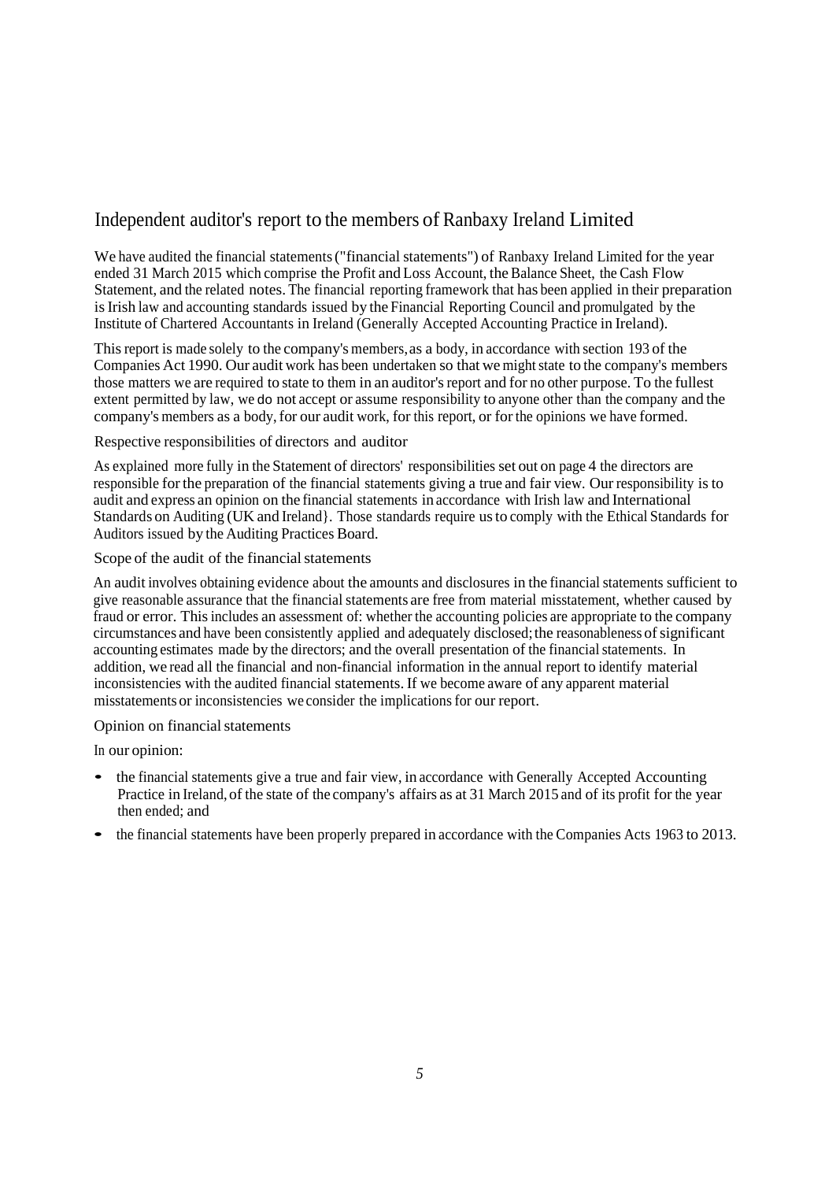# Independent auditor's report to the members of Ranbaxy Ireland Limited

We have audited the financial statements ("financial statements") of Ranbaxy Ireland Limited for the year ended 31 March 2015 which comprise the Profit and Loss Account, the Balance Sheet, the Cash Flow Statement, and the related notes. The financial reporting framework that has been applied in their preparation is Irish law and accounting standards issued by the Financial Reporting Council and promulgated by the Institute of Chartered Accountants in Ireland (Generally Accepted Accounting Practice in Ireland).

This report is made solely to the company's members, as a body, in accordance with section 193 of the Companies Act 1990. Our audit work has been undertaken so that we might state to the company's members those matters we are required to state to them in an auditor's report and for no other purpose. To the fullest extent permitted by law, we do not accept or assume responsibility to anyone other than the company and the company's members as a body, for our audit work, for this report, or for the opinions we have formed.

## Respective responsibilities of directors and auditor

As explained more fully in the Statement of directors' responsibilities set out on page 4 the directors are responsible for the preparation of the financial statements giving a true and fair view. Our responsibility is to audit and express an opinion on the financial statements in accordance with Irish law and International Standards on Auditing (UK and Ireland}. Those standards require us to comply with the Ethical Standards for Auditors issued by the Auditing Practices Board.

## Scope of the audit of the financial statements

An audit involves obtaining evidence about the amounts and disclosures in the financial statements sufficient to give reasonable assurance that the financial statements are free from material misstatement, whether caused by fraud or error. This includes an assessment of: whether the accounting policies are appropriate to the company circumstances and have been consistently applied and adequately disclosed; the reasonableness of significant accounting estimates made by the directors; and the overall presentation of the financial statements. In addition, we read all the financial and non-financial information in the annual report to identify material inconsistencies with the audited financial statements. If we become aware of any apparent material misstatements or inconsistencies we consider the implications for our report.

## Opinion on financial statements

In our opinion:

- the financial statements give a true and fair view, in accordance with Generally Accepted Accounting Practice in Ireland, of the state of the company's affairs as at 31 March 2015 and of its profit for the year then ended; and
- the financial statements have been properly prepared in accordance with the Companies Acts 1963 to 2013.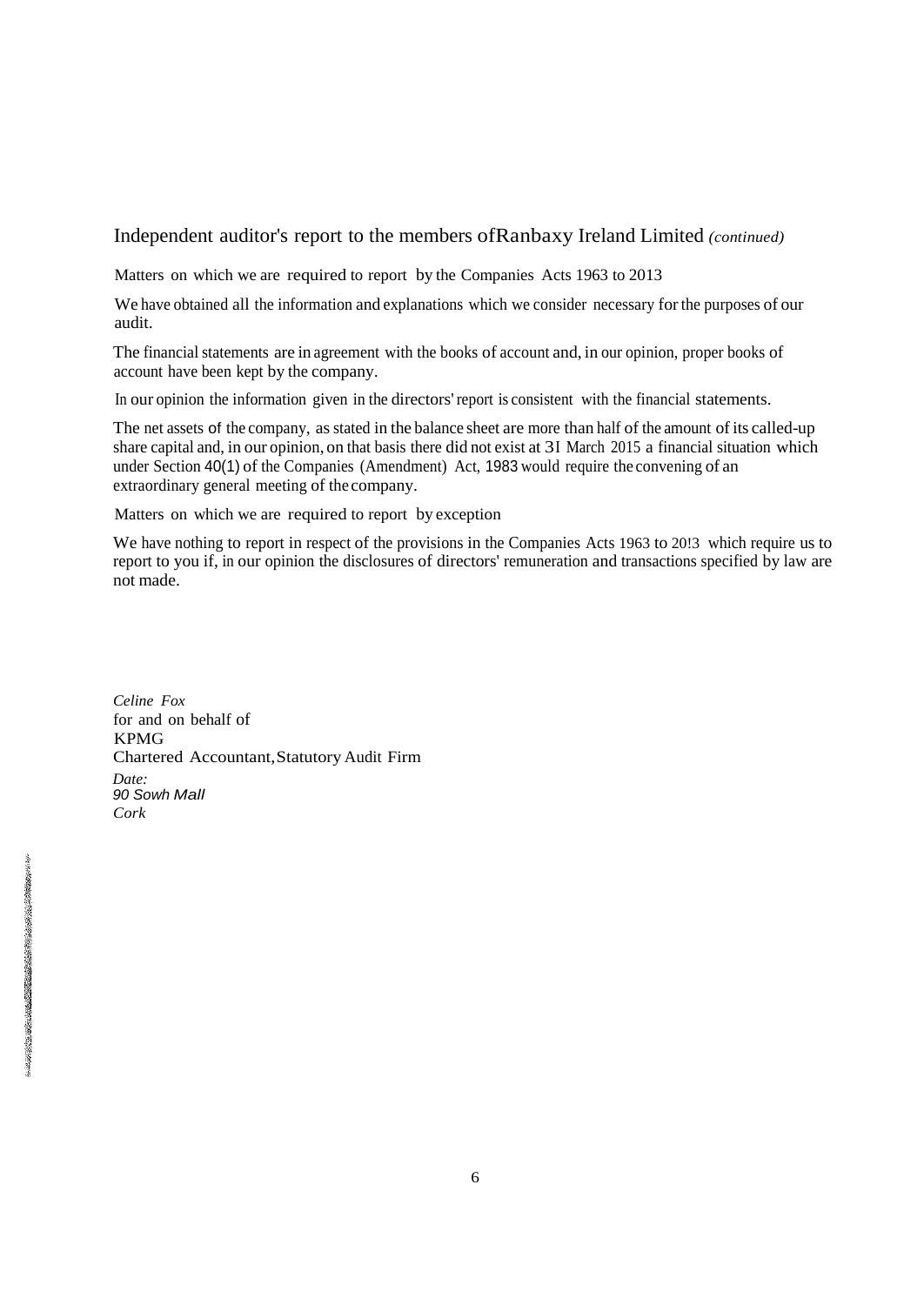## Independent auditor's report to the members ofRanbaxy Ireland Limited *(continued)*

### Matters on which we are required to report by the Companies Acts 1963 to 2013

We have obtained all the information and explanations which we consider necessary for the purposes of our audit.

The financial statements are in agreement with the books of account and, in our opinion, proper books of account have been kept by the company.

In our opinion the information given in the directors' report is consistent with the financial statements.

The net assets of the company, as stated in the balance sheet are more than half of the amount of its called-up share capital and, in our opinion, on that basis there did not exist at 3I March 2015 a financial situation which under Section 40(1) of the Companies (Amendment) Act, 1983 would require the convening of an extraordinary general meeting of the company.

### Matters on which we are required to report by exception

We have nothing to report in respect of the provisions in the Companies Acts 1963 to 20!3 which require us to report to you if, in our opinion the disclosures of directors' remuneration and transactions specified by law are not made.

*Celine Fox*
for and on behalf of
KPMG
Chartered Accountant, Statutory Audit Firm
*Date:*
*90 Sowh Mall*
*Cork*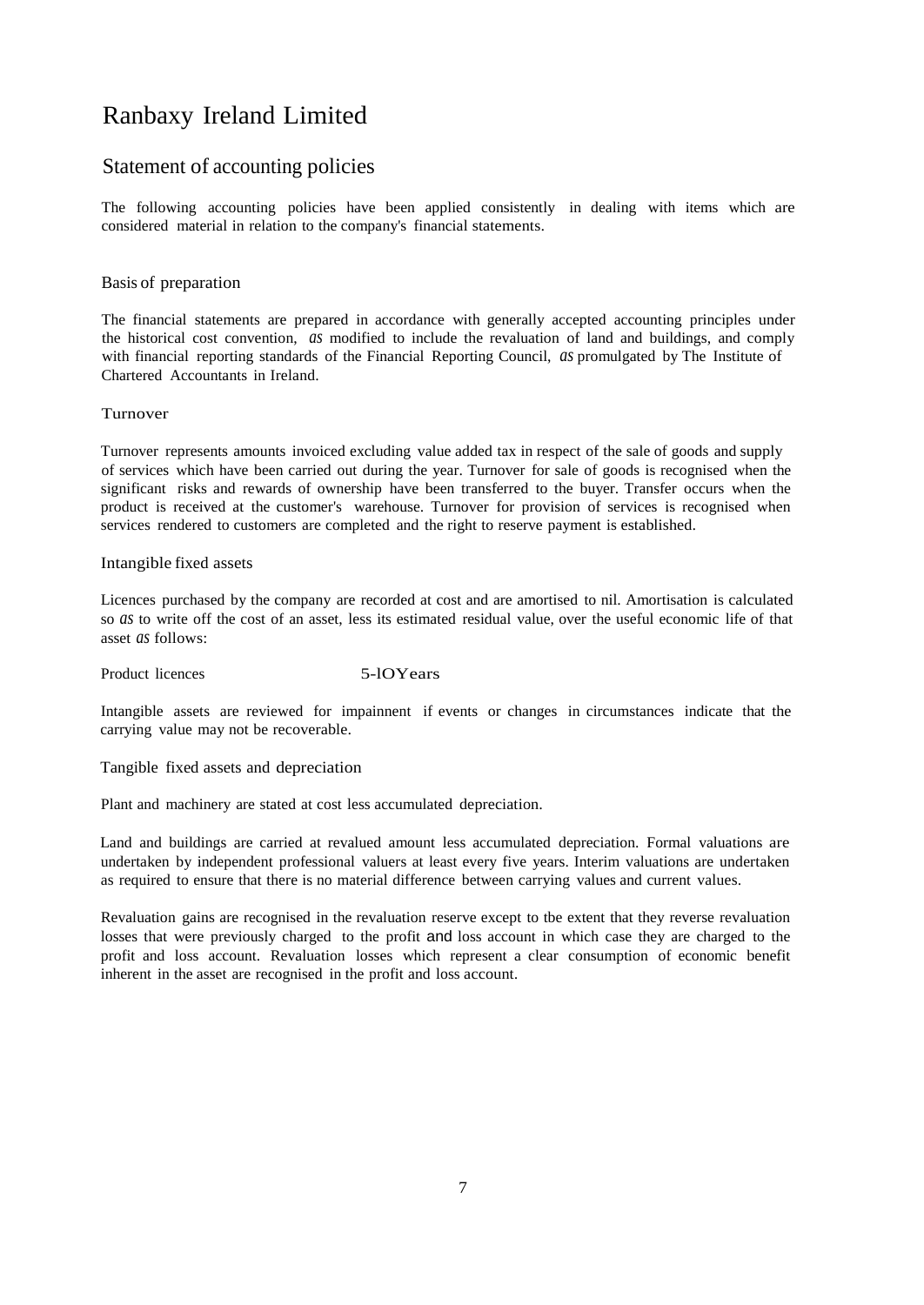# Ranbaxy Ireland Limited

## Statement of accounting policies

The following accounting policies have been applied consistently in dealing with items which are considered material in relation to the company's financial statements.

### Basis of preparation

The financial statements are prepared in accordance with generally accepted accounting principles under the historical cost convention, as modified to include the revaluation of land and buildings, and comply with financial reporting standards of the Financial Reporting Council, as promulgated by The Institute of Chartered Accountants in Ireland.

### Turnover

Turnover represents amounts invoiced excluding value added tax in respect of the sale of goods and supply of services which have been carried out during the year. Turnover for sale of goods is recognised when the significant risks and rewards of ownership have been transferred to the buyer. Transfer occurs when the product is received at the customer's warehouse. Turnover for provision of services is recognised when services rendered to customers are completed and the right to reserve payment is established.

### Intangible fixed assets

Licences purchased by the company are recorded at cost and are amortised to nil. Amortisation is calculated so as to write off the cost of an asset, less its estimated residual value, over the useful economic life of that asset as follows:

Product licences 5-lOYears

Intangible assets are reviewed for impainnent if events or changes in circumstances indicate that the carrying value may not be recoverable.

### Tangible fixed assets and depreciation

Plant and machinery are stated at cost less accumulated depreciation.

Land and buildings are carried at revalued amount less accumulated depreciation. Formal valuations are undertaken by independent professional valuers at least every five years. Interim valuations are undertaken as required to ensure that there is no material difference between carrying values and current values.

Revaluation gains are recognised in the revaluation reserve except to tbe extent that they reverse revaluation losses that were previously charged to the profit and loss account in which case they are charged to the profit and loss account. Revaluation losses which represent a clear consumption of economic benefit inherent in the asset are recognised in the profit and loss account.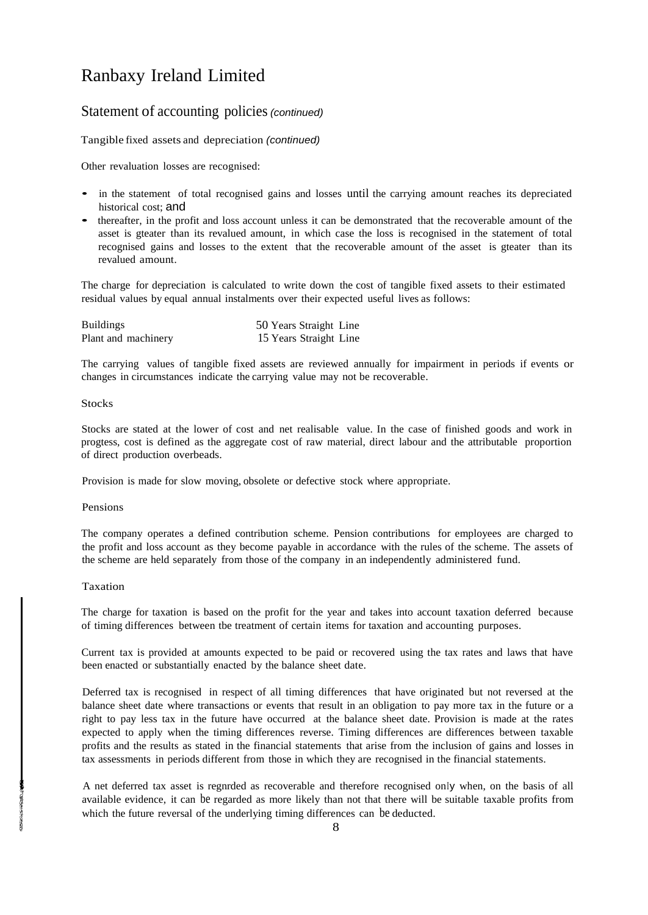# Ranbaxy Ireland Limited

## Statement of accounting policies *(continued)*

### Tangible fixed assets and depreciation *(continued)*

Other revaluation losses are recognised:

- in the statement of total recognised gains and losses until the carrying amount reaches its depreciated historical cost; and
- thereafter, in the profit and loss account unless it can be demonstrated that the recoverable amount of the asset is gteater than its revalued amount, in which case the loss is recognised in the statement of total recognised gains and losses to the extent that the recoverable amount of the asset is gteater than its revalued amount.

The charge for depreciation is calculated to write down the cost of tangible fixed assets to their estimated residual values by equal annual instalments over their expected useful lives as follows:

| | |
|---|---|
| Buildings | 50 Years Straight Line |
| Plant and machinery | 15 Years Straight Line |

The carrying values of tangible fixed assets are reviewed annually for impairment in periods if events or changes in circumstances indicate the carrying value may not be recoverable.

### Stocks

Stocks are stated at the lower of cost and net realisable value. In the case of finished goods and work in progtess, cost is defined as the aggregate cost of raw material, direct labour and the attributable proportion of direct production overbeads.

Provision is made for slow moving, obsolete or defective stock where appropriate.

### Pensions

The company operates a defined contribution scheme. Pension contributions for employees are charged to the profit and loss account as they become payable in accordance with the rules of the scheme. The assets of the scheme are held separately from those of the company in an independently administered fund.

### Taxation

The charge for taxation is based on the profit for the year and takes into account taxation deferred because of timing differences between tbe treatment of certain items for taxation and accounting purposes.

Current tax is provided at amounts expected to be paid or recovered using the tax rates and laws that have been enacted or substantially enacted by the balance sheet date.

Deferred tax is recognised in respect of all timing differences that have originated but not reversed at the balance sheet date where transactions or events that result in an obligation to pay more tax in the future or a right to pay less tax in the future have occurred at the balance sheet date. Provision is made at the rates expected to apply when the timing differences reverse. Timing differences are differences between taxable profits and the results as stated in the financial statements that arise from the inclusion of gains and losses in tax assessments in periods different from those in which they are recognised in the financial statements.

A net deferred tax asset is regnrded as recoverable and therefore recognised only when, on the basis of all available evidence, it can be regarded as more likely than not that there will be suitable taxable profits from which the future reversal of the underlying timing differences can be deducted.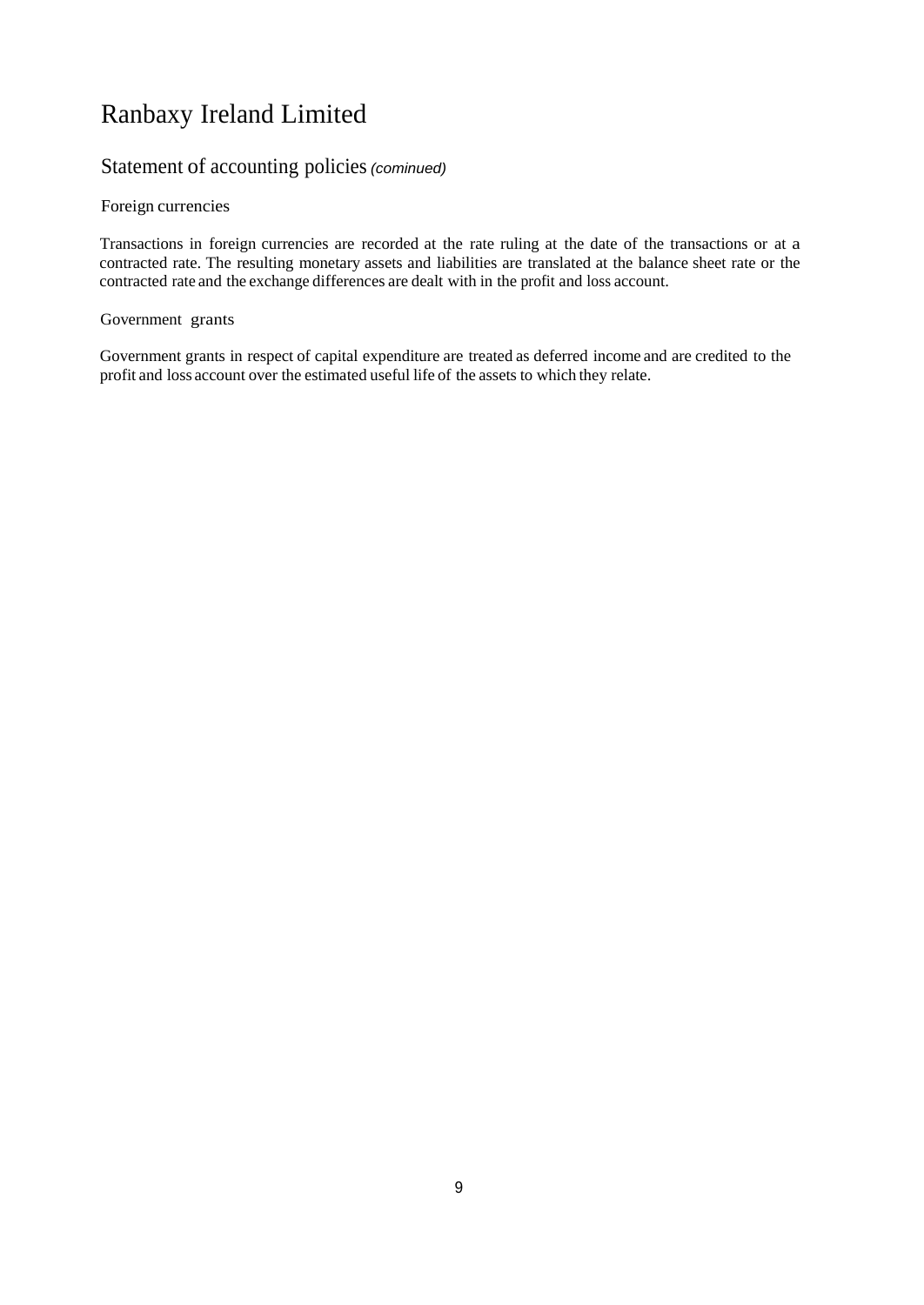# Ranbaxy Ireland Limited

## Statement of accounting policies *(cominued)*

### Foreign currencies

Transactions in foreign currencies are recorded at the rate ruling at the date of the transactions or at a contracted rate. The resulting monetary assets and liabilities are translated at the balance sheet rate or the contracted rate and the exchange differences are dealt with in the profit and loss account.

### Government grants

Government grants in respect of capital expenditure are treated as deferred income and are credited to the profit and loss account over the estimated useful life of the assets to which they relate.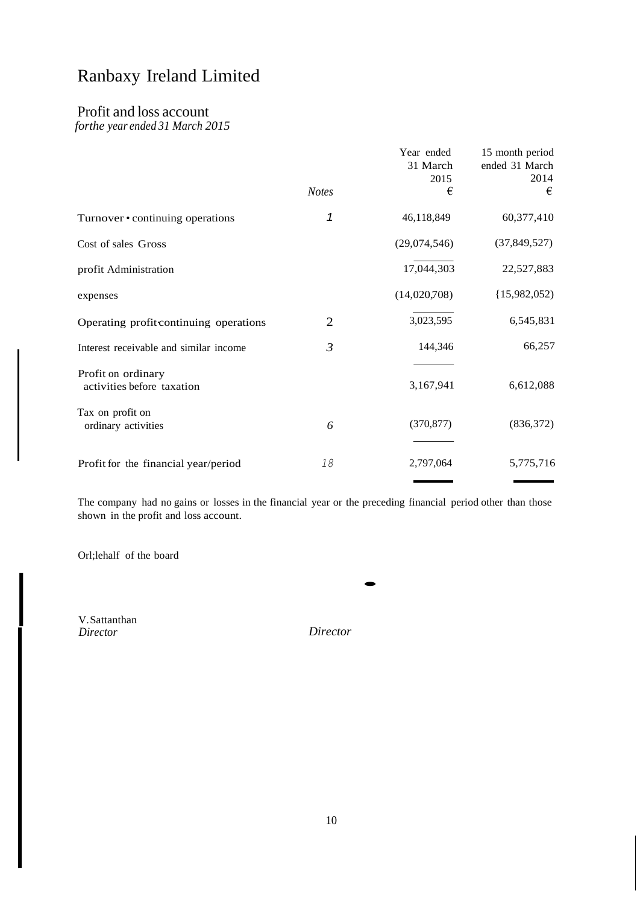# Ranbaxy Ireland Limited

## Profit and loss account

*forthe year ended 31 March 2015*

| | Notes | Year ended 31 March 2015 € | 15 month period ended 31 March 2014 € |
|---|---|---|---|
| Turnover • continuing operations | 1 | 46,118,849 | 60,377,410 |
| Cost of sales | | (29,074,546) | (37,849,527) |
| Gross profit | | 17,044,303 | 22,527,883 |
| Administration expenses | | (14,020,708) | {15,982,052) |
| Operating profit-continuing operations | 2 | 3,023,595 | 6,545,831 |
| Interest receivable and similar income | 3 | 144,346 | 66,257 |
| Profit on ordinary activities before taxation | | 3,167,941 | 6,612,088 |
| Tax on profit on ordinary activities | 6 | (370,877) | (836,372) |
| Profit for the financial year/period | 18 | 2,797,064 | 5,775,716 |

The company had no gains or losses in the financial year or the preceding financial period other than those shown in the profit and loss account.

Orl;lehalf of the board

V.Sattanthan
*Director*

*Director*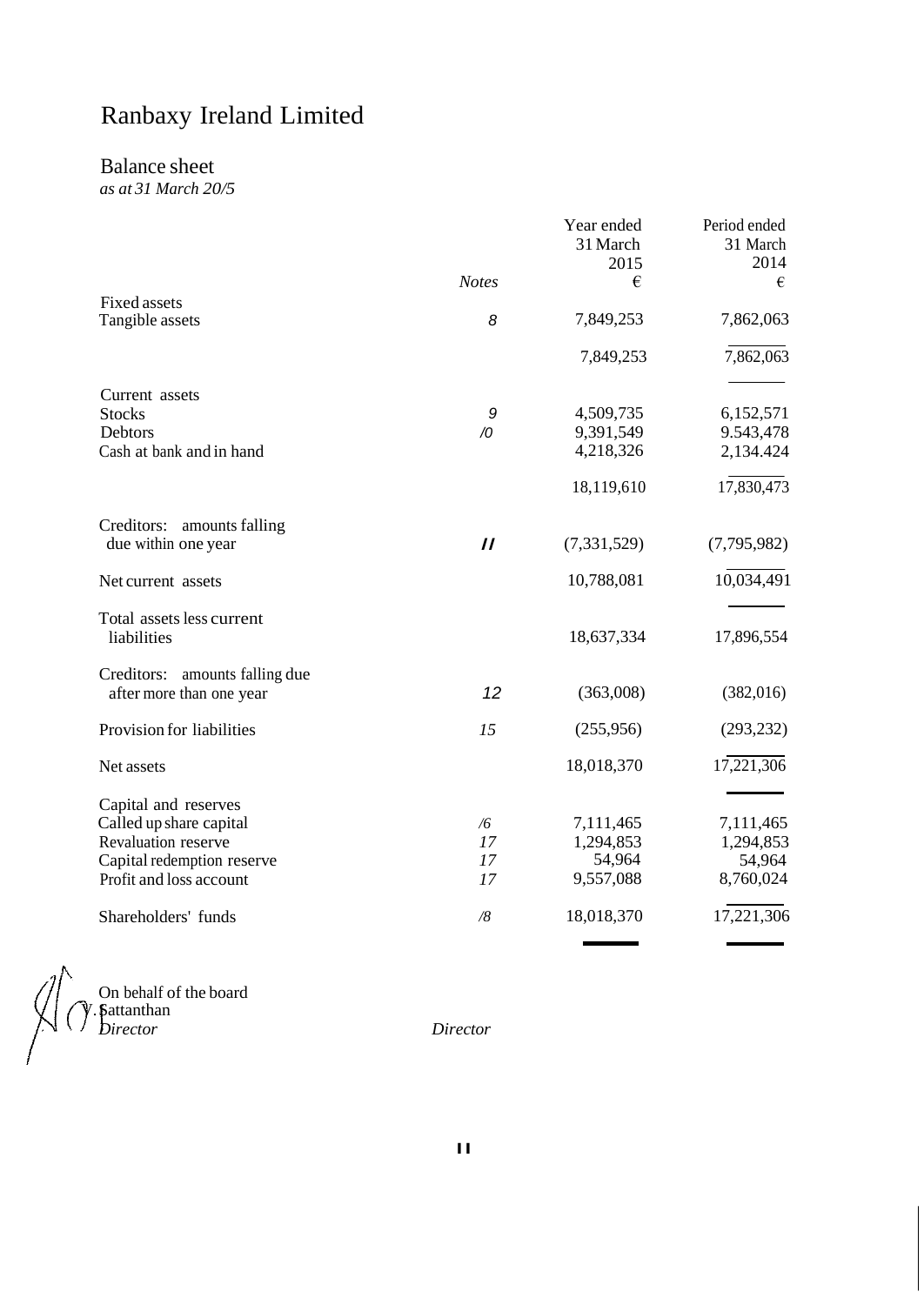# Ranbaxy Ireland Limited

## Balance sheet

*as at 31 March 20/5*

| | *Notes* | Year ended 31 March 2015 € | Period ended 31 March 2014 € |
|---|---|---|---|
| Fixed assets | | | |
| Tangible assets | *8* | 7,849,253 | 7,862,063 |
| | | 7,849,253 | 7,862,063 |
| Current assets | | | |
| Stocks | *9* | 4,509,735 | 6,152,571 |
| Debtors | */0* | 9,391,549 | 9.543,478 |
| Cash at bank and in hand | | 4,218,326 | 2,134.424 |
| | | 18,119,610 | 17,830,473 |
| Creditors: amounts falling due within one year | *//* | (7,331,529) | (7,795,982) |
| Net current assets | | 10,788,081 | 10,034,491 |
| Total assets less current liabilities | | 18,637,334 | 17,896,554 |
| Creditors: amounts falling due after more than one year | *12* | (363,008) | (382,016) |
| Provision for liabilities | *15* | (255,956) | (293,232) |
| Net assets | | 18,018,370 | 17,221,306 |
| Capital and reserves | | | |
| Called up share capital | */6* | 7,111,465 | 7,111,465 |
| Revaluation reserve | *17* | 1,294,853 | 1,294,853 |
| Capital redemption reserve | *17* | 54,964 | 54,964 |
| Profit and loss account | *17* | 9,557,088 | 8,760,024 |
| Shareholders' funds | */8* | 18,018,370 | 17,221,306 |

On behalf of the board

V. Sattanthan
*Director*

*Director*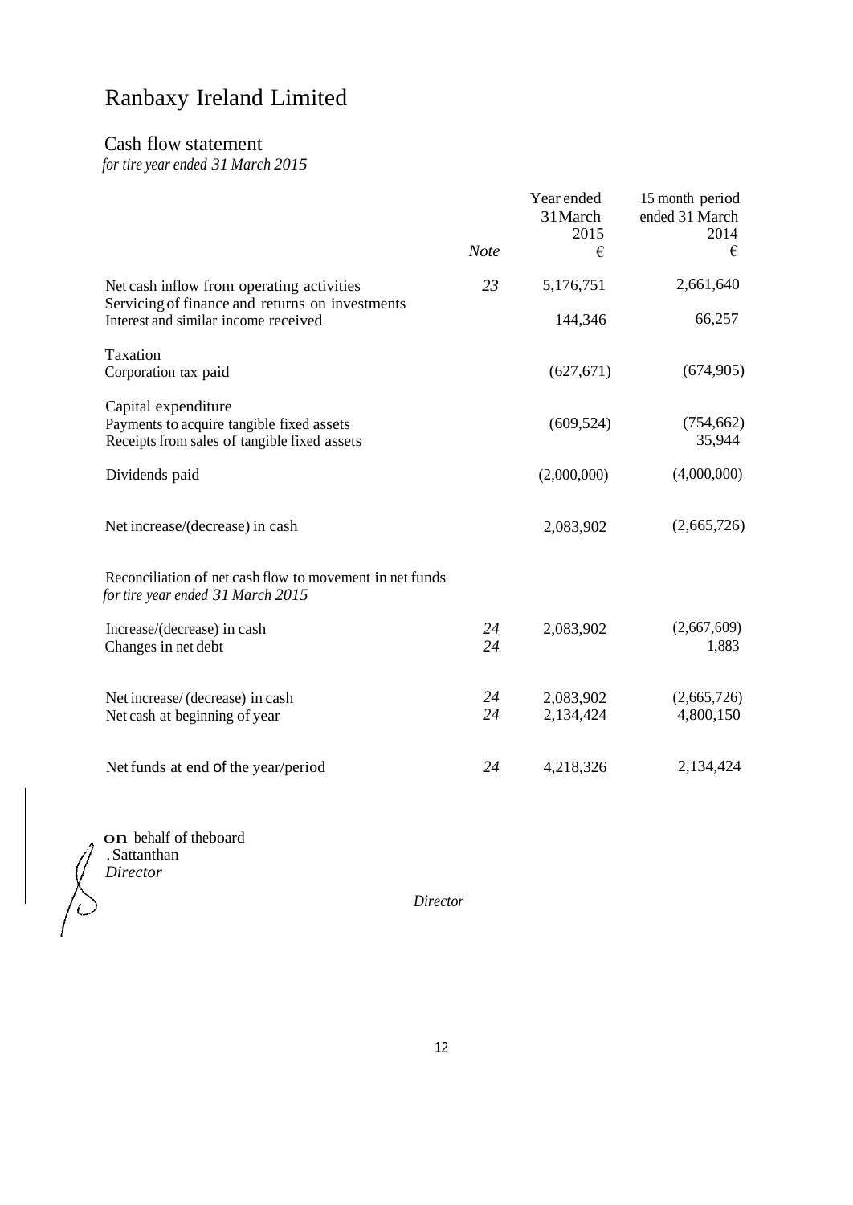# Ranbaxy Ireland Limited

## Cash flow statement

*for tire year ended 31 March 2015*

| | Note | Year ended 31 March 2015 € | 15 month period ended 31 March 2014 € |
|---|---|---|---|
| Net cash inflow from operating activities | 23 | 5,176,751 | 2,661,640 |
| Servicing of finance and returns on investments | | | |
| Interest and similar income received | | 144,346 | 66,257 |
| Taxation | | | |
| Corporation tax paid | | (627,671) | (674,905) |
| Capital expenditure | | | |
| Payments to acquire tangible fixed assets | | (609,524) | (754,662) |
| Receipts from sales of tangible fixed assets | | | 35,944 |
| Dividends paid | | (2,000,000) | (4,000,000) |
| Net increase/(decrease) in cash | | 2,083,902 | (2,665,726) |

Reconciliation of net cash flow to movement in net funds
*for tire year ended 31 March 2015*

| | Note | 2015 € | 2014 € |
|---|---|---|---|
| Increase/(decrease) in cash | 24 | 2,083,902 | (2,667,609) |
| Changes in net debt | 24 | | 1,883 |
| Net increase/ (decrease) in cash | 24 | 2,083,902 | (2,665,726) |
| Net cash at beginning of year | 24 | 2,134,424 | 4,800,150 |
| Net funds at end of the year/period | 24 | 4,218,326 | 2,134,424 |

on behalf of theboard
. Sattanthan
*Director*

*Director*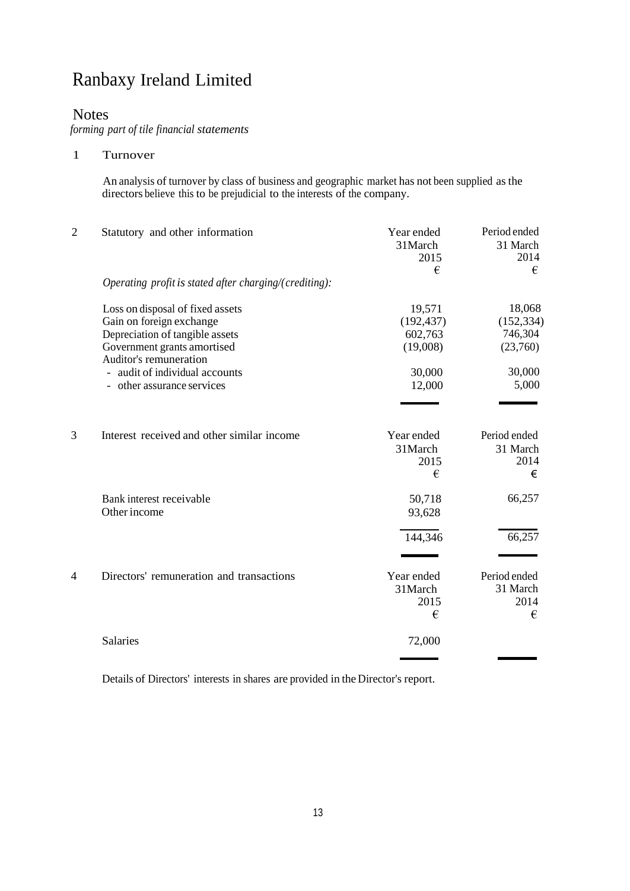# Ranbaxy Ireland Limited

## Notes

*forming part of tile financial statements*

### 1 Turnover

An analysis of turnover by class of business and geographic market has not been supplied as the directors believe this to be prejudicial to the interests of the company.

### 2 Statutory and other information

| | Year ended 31March 2015 € | Period ended 31 March 2014 € |
|---|---|---|
| *Operating profit is stated after charging/(crediting):* | | |
| Loss on disposal of fixed assets | 19,571 | 18,068 |
| Gain on foreign exchange | (192,437) | (152,334) |
| Depreciation of tangible assets | 602,763 | 746,304 |
| Government grants amortised | (19,008) | (23,760) |
| Auditor's remuneration | | |
| - audit of individual accounts | 30,000 | 30,000 |
| - other assurance services | 12,000 | 5,000 |

### 3 Interest received and other similar income

| | Year ended 31March 2015 € | Period ended 31 March 2014 € |
|---|---|---|
| Bank interest receivable | 50,718 | 66,257 |
| Other income | 93,628 | |
| | 144,346 | 66,257 |

### 4 Directors' remuneration and transactions

| | Year ended 31March 2015 € | Period ended 31 March 2014 € |
|---|---|---|
| Salaries | 72,000 | |

Details of Directors' interests in shares are provided in the Director's report.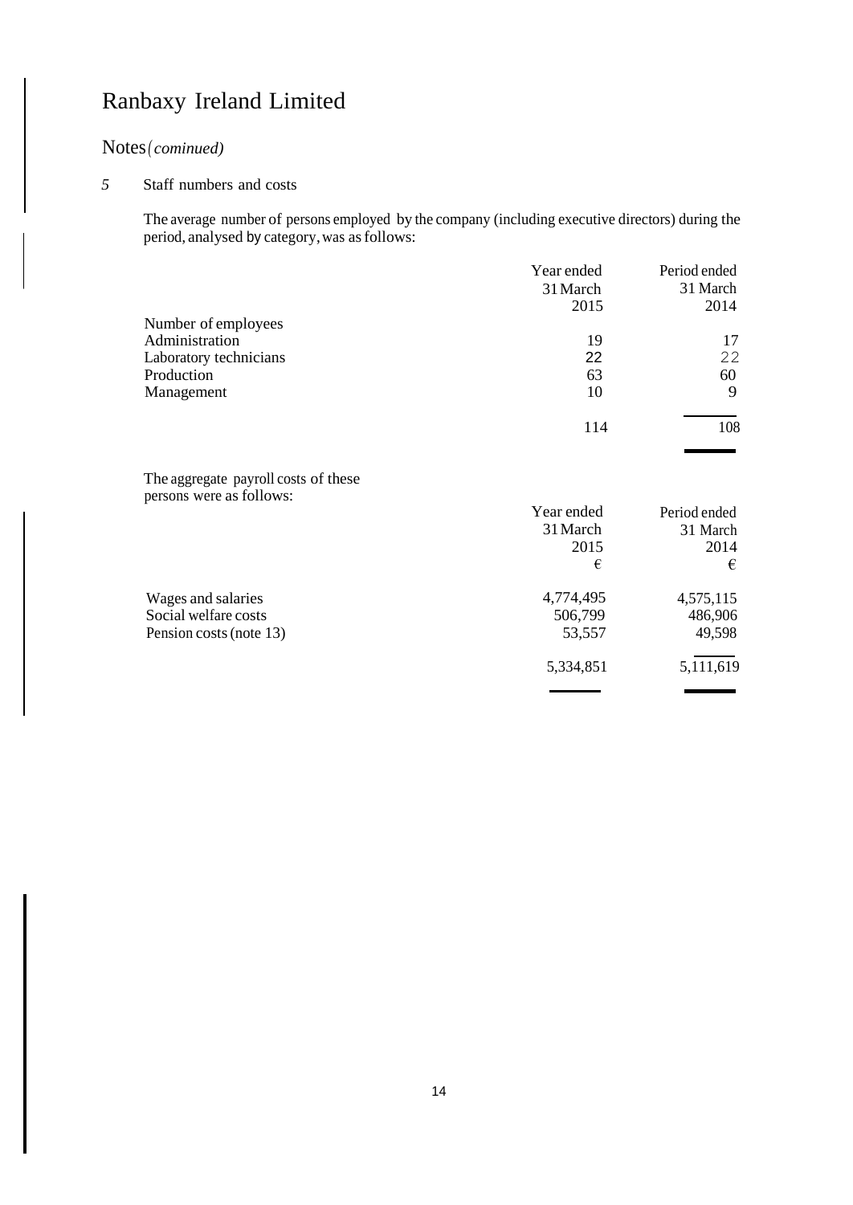# Ranbaxy Ireland Limited

## Notes *(cominued)*

### 5 Staff numbers and costs

The average number of persons employed by the company (including executive directors) during the period, analysed by category, was as follows:

| | Year ended 31 March 2015 | Period ended 31 March 2014 |
|---|---|---|
| Number of employees | | |
| Administration | 19 | 17 |
| Laboratory technicians | 22 | 22 |
| Production | 63 | 60 |
| Management | 10 | 9 |
| | 114 | 108 |

The aggregate payroll costs of these persons were as follows:

| | Year ended 31 March 2015 € | Period ended 31 March 2014 € |
|---|---|---|
| Wages and salaries | 4,774,495 | 4,575,115 |
| Social welfare costs | 506,799 | 486,906 |
| Pension costs (note 13) | 53,557 | 49,598 |
| | 5,334,851 | 5,111,619 |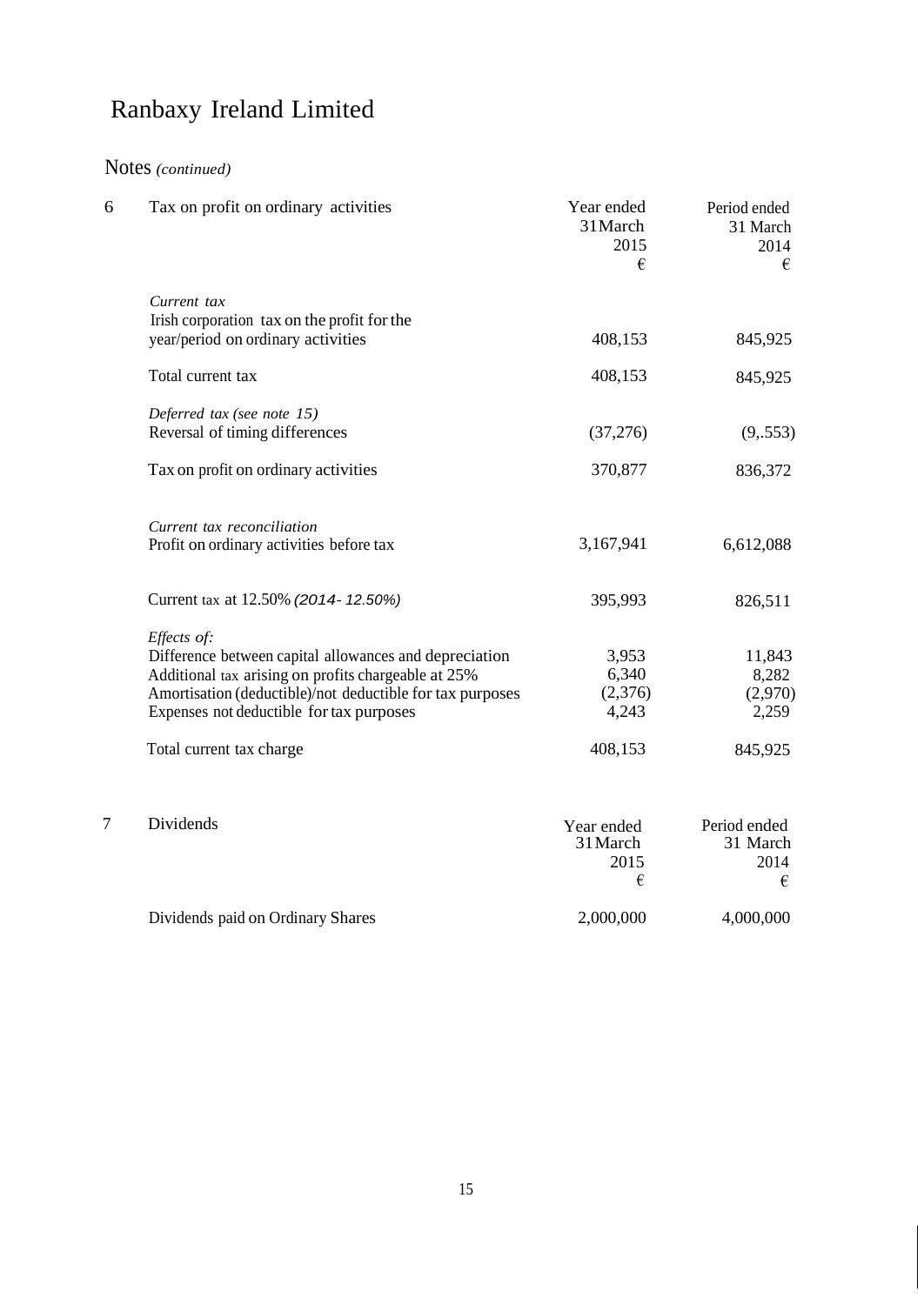# Ranbaxy Ireland Limited

## Notes *(continued)*

| 6 | Tax on profit on ordinary activities | Year ended 31March 2015 € | Period ended 31 March 2014 € |
|---|---|---|---|
| | *Current tax* | | |
| | Irish corporation tax on the profit for the year/period on ordinary activities | 408,153 | 845,925 |
| | Total current tax | 408,153 | 845,925 |
| | *Deferred tax (see note 15)* | | |
| | Reversal of timing differences | (37,276) | (9,.553) |
| | Tax on profit on ordinary activities | 370,877 | 836,372 |
| | *Current tax reconciliation* | | |
| | Profit on ordinary activities before tax | 3,167,941 | 6,612,088 |
| | Current tax at 12.50% *(2014- 12.50%)* | 395,993 | 826,511 |
| | *Effects of:* | | |
| | Difference between capital allowances and depreciation | 3,953 | 11,843 |
| | Additional tax arising on profits chargeable at 25% | 6,340 | 8,282 |
| | Amortisation (deductible)/not deductible for tax purposes | (2,376) | (2,970) |
| | Expenses not deductible for tax purposes | 4,243 | 2,259 |
| | Total current tax charge | 408,153 | 845,925 |

| 7 | Dividends | Year ended 31March 2015 € | Period ended 31 March 2014 € |
|---|---|---|---|
| | Dividends paid on Ordinary Shares | 2,000,000 | 4,000,000 |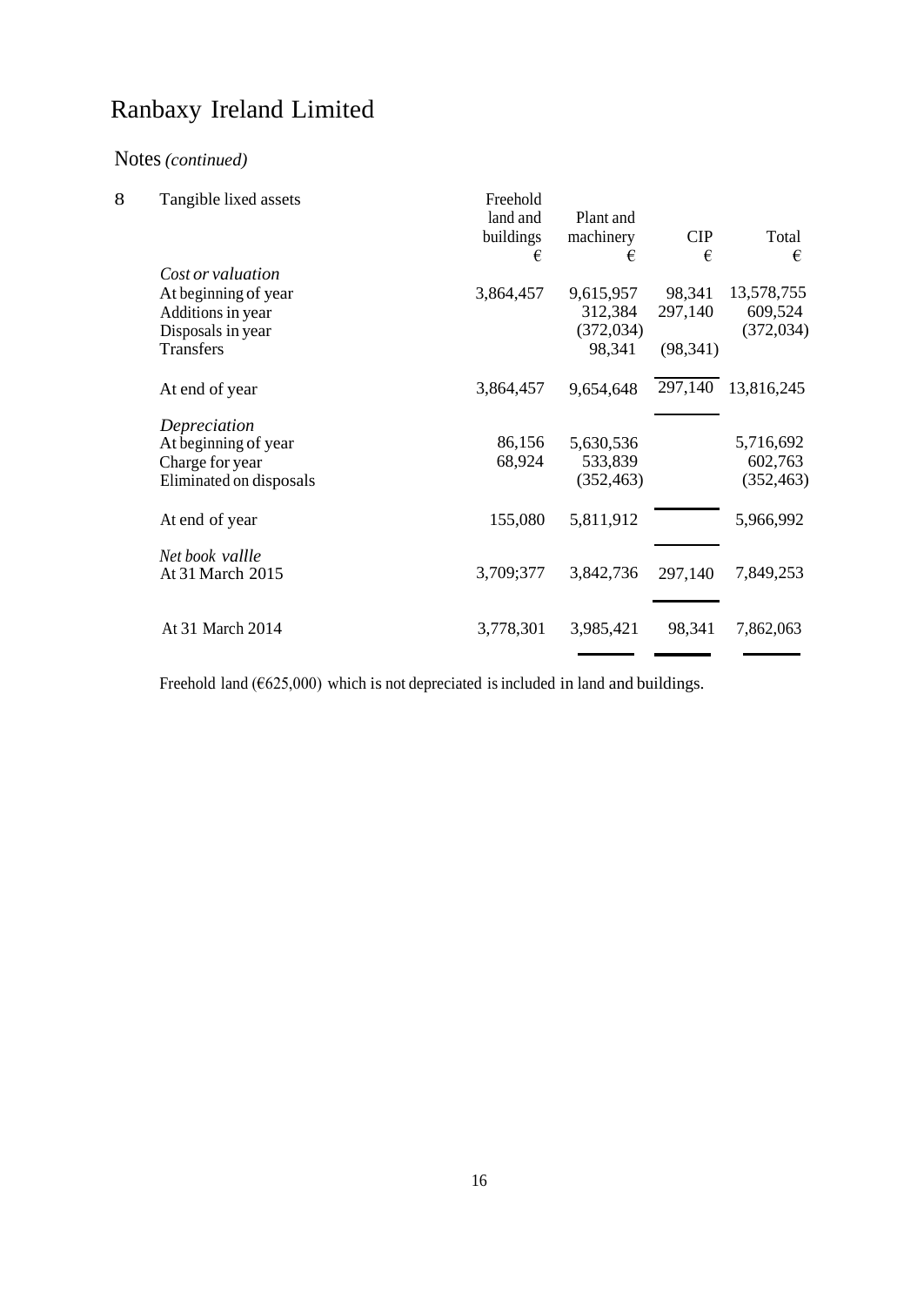# Ranbaxy Ireland Limited

## Notes *(continued)*

### 8 Tangible lixed assets

| | Freehold land and buildings | Plant and machinery | CIP | Total |
|---|---|---|---|---|
| | € | € | € | € |
| *Cost or valuation* | | | | |
| At beginning of year | 3,864,457 | 9,615,957 | 98,341 | 13,578,755 |
| Additions in year | | 312,384 | 297,140 | 609,524 |
| Disposals in year | | (372,034) | | (372,034) |
| Transfers | | 98,341 | (98,341) | |
| At end of year | 3,864,457 | 9,654,648 | 297,140 | 13,816,245 |
| *Depreciation* | | | | |
| At beginning of year | 86,156 | 5,630,536 | | 5,716,692 |
| Charge for year | 68,924 | 533,839 | | 602,763 |
| Eliminated on disposals | | (352,463) | | (352,463) |
| At end of year | 155,080 | 5,811,912 | | 5,966,992 |
| *Net book vallle* | | | | |
| At 31 March 2015 | 3,709;377 | 3,842,736 | 297,140 | 7,849,253 |
| At 31 March 2014 | 3,778,301 | 3,985,421 | 98,341 | 7,862,063 |

Freehold land (€625,000) which is not depreciated is included in land and buildings.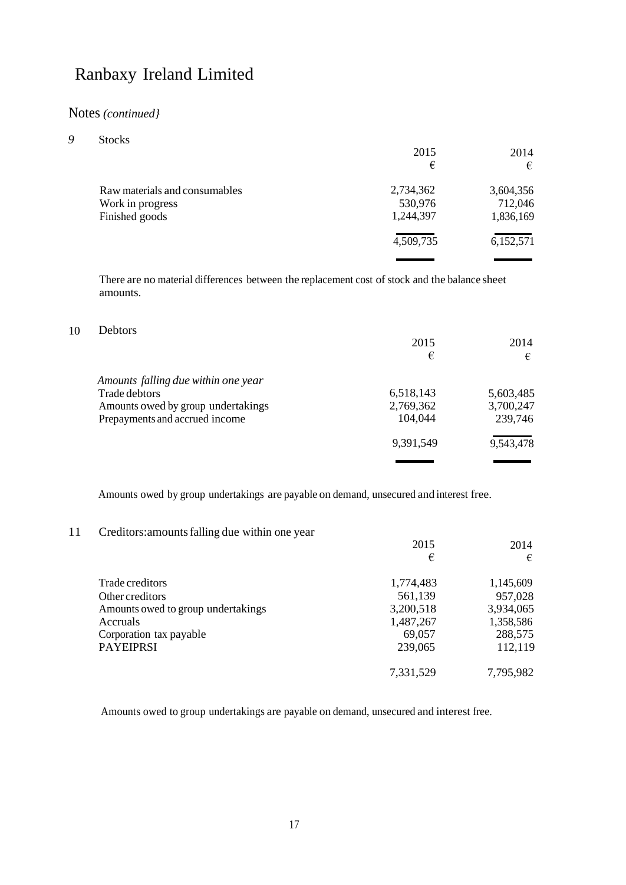# Ranbaxy Ireland Limited

## Notes *(continued}*

### 9 Stocks

| | 2015 | 2014 |
|---|---|---|
| | € | € |
| Raw materials and consumables | 2,734,362 | 3,604,356 |
| Work in progress | 530,976 | 712,046 |
| Finished goods | 1,244,397 | 1,836,169 |
| | 4,509,735 | 6,152,571 |

There are no material differences between the replacement cost of stock and the balance sheet amounts.

### 10 Debtors

| | 2015 | 2014 |
|---|---|---|
| | € | € |
| *Amounts falling due within one year* | | |
| Trade debtors | 6,518,143 | 5,603,485 |
| Amounts owed by group undertakings | 2,769,362 | 3,700,247 |
| Prepayments and accrued income | 104,044 | 239,746 |
| | 9,391,549 | 9,543,478 |

Amounts owed by group undertakings are payable on demand, unsecured and interest free.

### 11 Creditors:amounts falling due within one year

| | 2015 | 2014 |
|---|---|---|
| | € | € |
| Trade creditors | 1,774,483 | 1,145,609 |
| Other creditors | 561,139 | 957,028 |
| Amounts owed to group undertakings | 3,200,518 | 3,934,065 |
| Accruals | 1,487,267 | 1,358,586 |
| Corporation tax payable | 69,057 | 288,575 |
| PAYEIPRSI | 239,065 | 112,119 |
| | 7,331,529 | 7,795,982 |

Amounts owed to group undertakings are payable on demand, unsecured and interest free.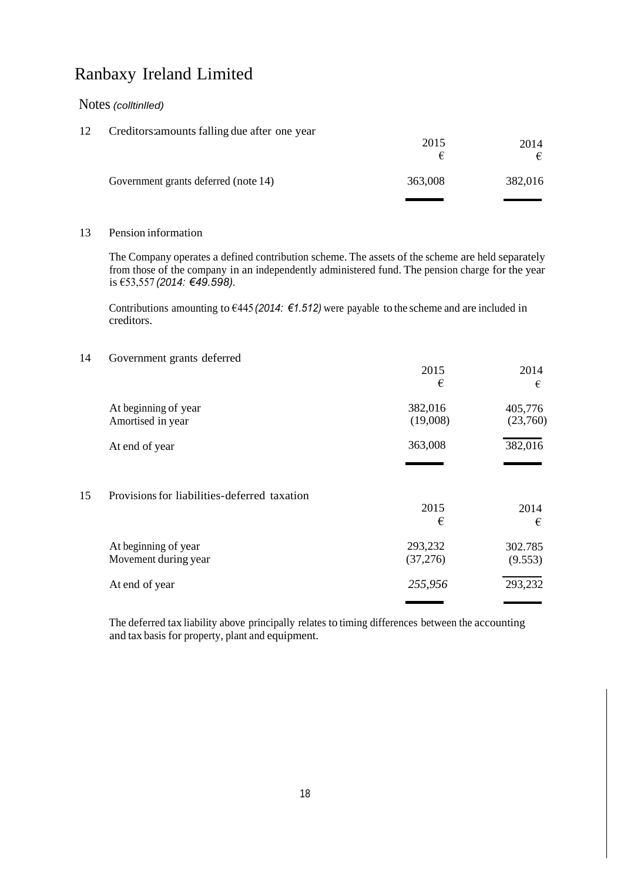# Ranbaxy Ireland Limited

Notes *(colltinlled)*

## 12 Creditors:amounts falling due after one year

| | 2015 € | 2014 € |
|---|---|---|
| Government grants deferred (note 14) | 363,008 | 382,016 |

## 13 Pension information

The Company operates a defined contribution scheme. The assets of the scheme are held separately from those of the company in an independently administered fund. The pension charge for the year is €53,557 *(2014: €49.598)*.

Contributions amounting to €445 *(2014: €1.512)* were payable to the scheme and are included in creditors.

## 14 Government grants deferred

| | 2015 € | 2014 € |
|---|---|---|
| At beginning of year | 382,016 | 405,776 |
| Amortised in year | (19,008) | (23,760) |
| At end of year | 363,008 | 382,016 |

## 15 Provisions for liabilities-deferred taxation

| | 2015 € | 2014 € |
|---|---|---|
| At beginning of year | 293,232 | 302.785 |
| Movement during year | (37,276) | (9.553) |
| At end of year | *255,956* | 293,232 |

The deferred tax liability above principally relates to timing differences between the accounting and tax basis for property, plant and equipment.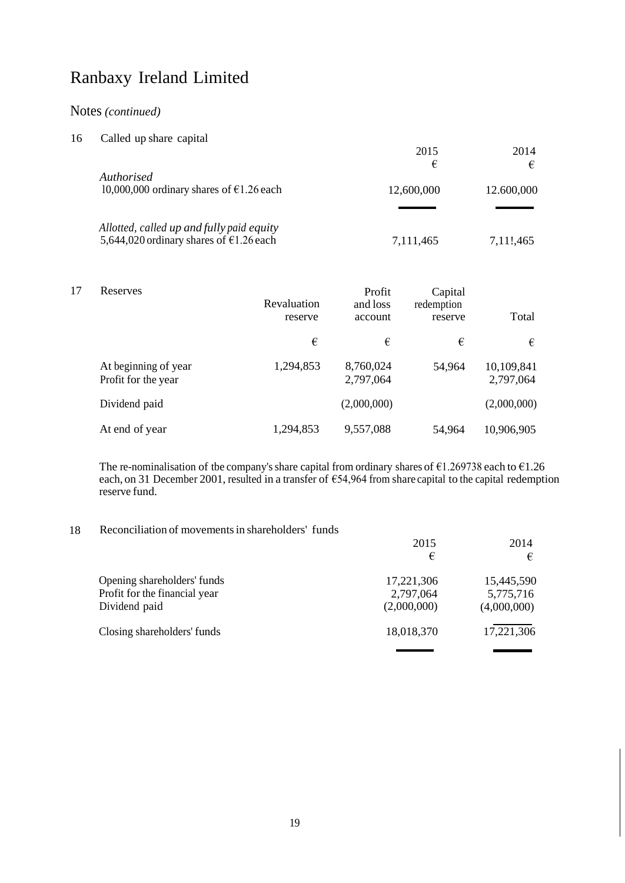# Ranbaxy Ireland Limited

## Notes *(continued)*

### 16 Called up share capital

| | 2015 | 2014 |
|---|---|---|
| | € | € |
| *Authorised* | | |
| 10,000,000 ordinary shares of €1.26 each | 12,600,000 | 12.600,000 |
| *Allotted, called up and fully paid equity* | | |
| 5,644,020 ordinary shares of €1.26 each | 7,111,465 | 7,11!,465 |

### 17 Reserves

| | Revaluation reserve | Profit and loss account | Capital redemption reserve | Total |
|---|---|---|---|---|
| | € | € | € | € |
| At beginning of year | 1,294,853 | 8,760,024 | 54,964 | 10,109,841 |
| Profit for the year | | 2,797,064 | | 2,797,064 |
| Dividend paid | | (2,000,000) | | (2,000,000) |
| At end of year | 1,294,853 | 9,557,088 | 54,964 | 10,906,905 |

The re-nominalisation of tbe company's share capital from ordinary shares of €1.269738 each to €1.26 each, on 31 December 2001, resulted in a transfer of €54,964 from share capital to the capital redemption reserve fund.

### 18 Reconciliation of movements in shareholders' funds

| | 2015 | 2014 |
|---|---|---|
| | € | € |
| Opening shareholders' funds | 17,221,306 | 15,445,590 |
| Profit for the financial year | 2,797,064 | 5,775,716 |
| Dividend paid | (2,000,000) | (4,000,000) |
| Closing shareholders' funds | 18,018,370 | 17,221,306 |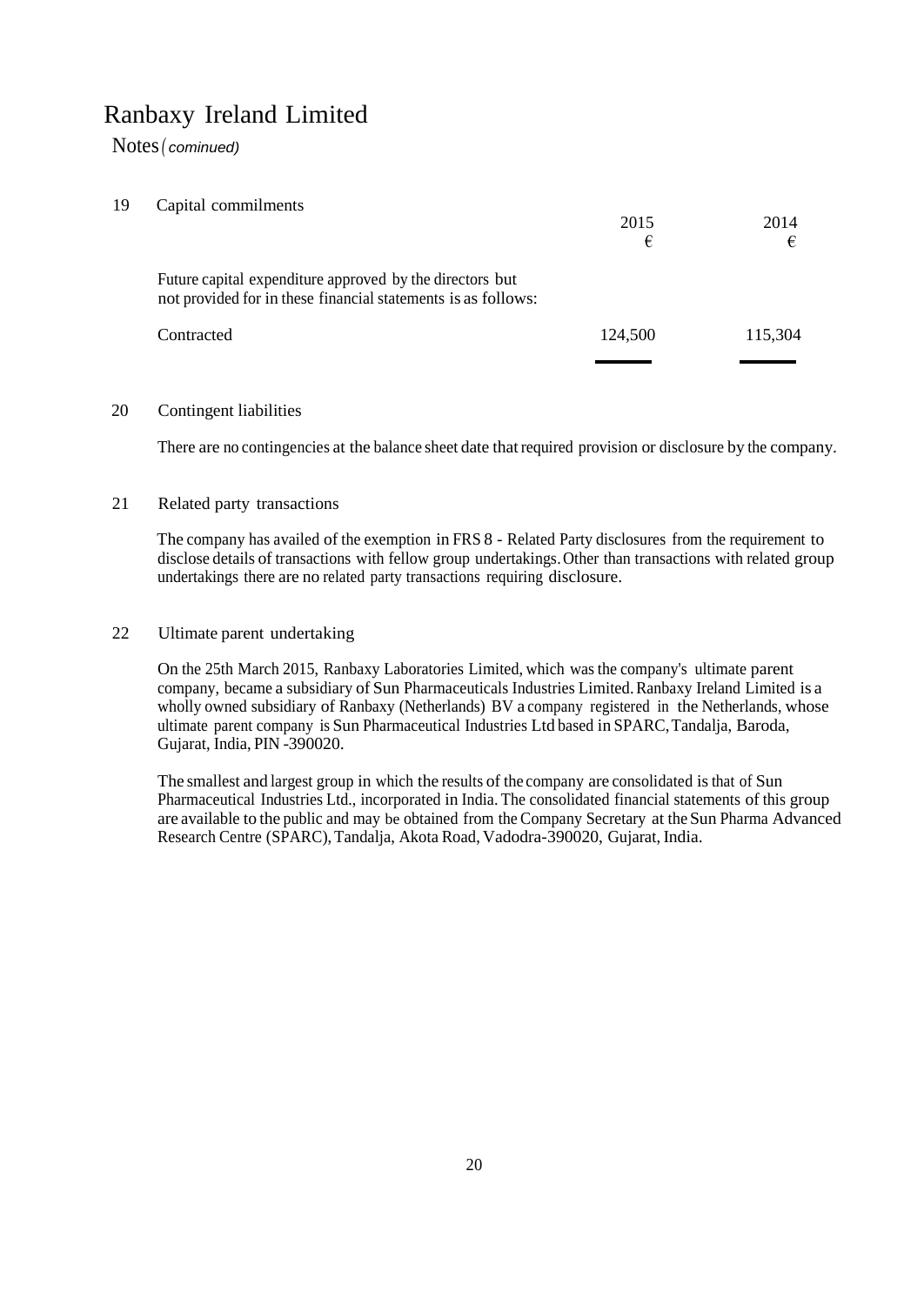# Ranbaxy Ireland Limited

Notes (*cominued)*

## 19 Capital commilments

| | 2015 € | 2014 € |
|---|---|---|
| Future capital expenditure approved by the directors but not provided for in these financial statements is as follows: | | |
| Contracted | 124,500 | 115,304 |

## 20 Contingent liabilities

There are no contingencies at the balance sheet date that required provision or disclosure by the company.

## 21 Related party transactions

The company has availed of the exemption in FRS 8 - Related Party disclosures from the requirement to disclose details of transactions with fellow group undertakings. Other than transactions with related group undertakings there are no related party transactions requiring disclosure.

## 22 Ultimate parent undertaking

On the 25th March 2015, Ranbaxy Laboratories Limited, which was the company's ultimate parent company, became a subsidiary of Sun Pharmaceuticals Industries Limited. Ranbaxy Ireland Limited is a wholly owned subsidiary of Ranbaxy (Netherlands) BV a company registered in the Netherlands, whose ultimate parent company is Sun Pharmaceutical Industries Ltd based in SPARC, Tandalja, Baroda, Gujarat, India, PIN -390020.

The smallest and largest group in which the results of the company are consolidated is that of Sun Pharmaceutical Industries Ltd., incorporated in India. The consolidated financial statements of this group are available to the public and may be obtained from the Company Secretary at the Sun Pharma Advanced Research Centre (SPARC), Tandalja, Akota Road, Vadodra-390020, Gujarat, India.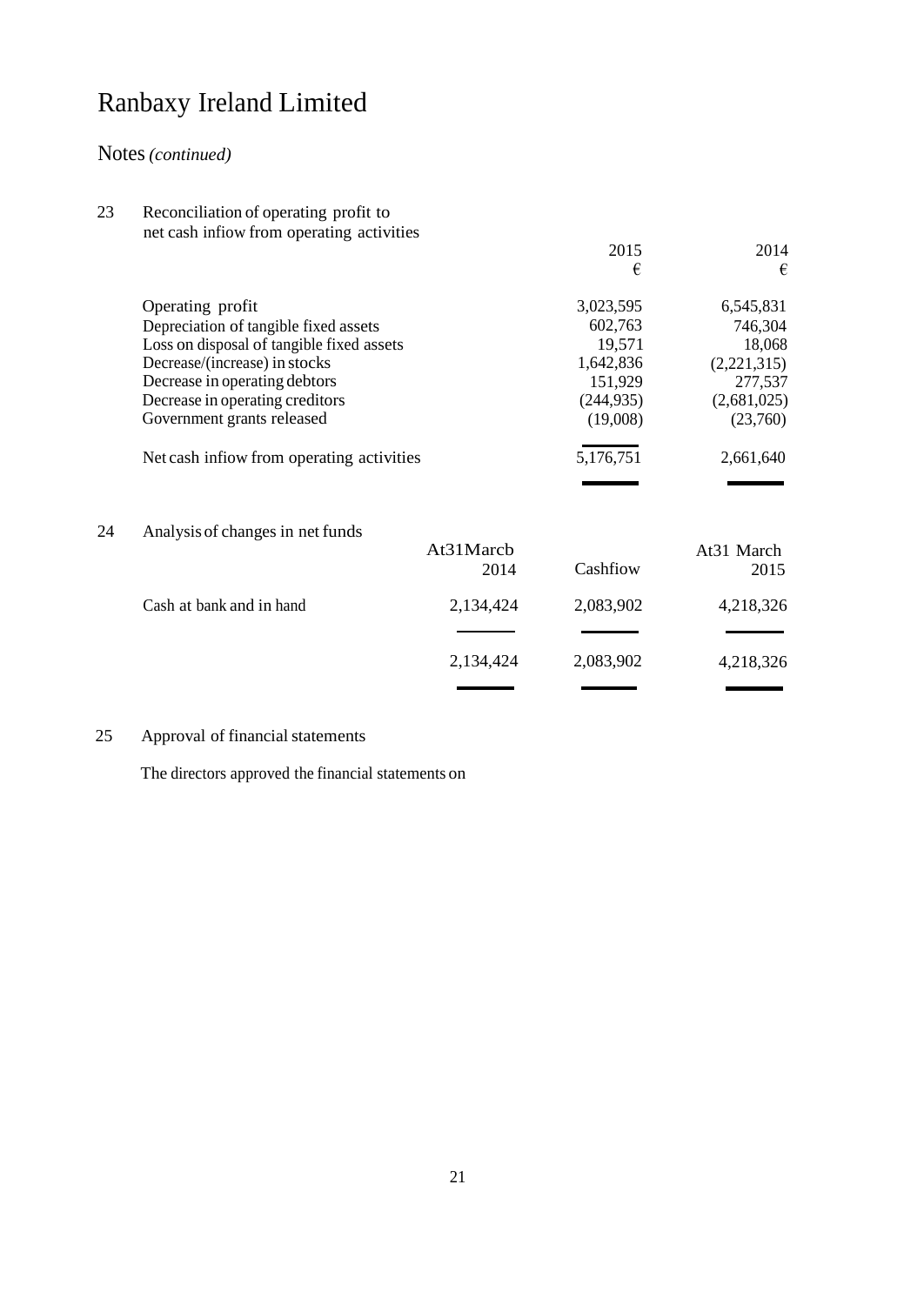# Ranbaxy Ireland Limited

## Notes *(continued)*

### 23 Reconciliation of operating profit to net cash infiow from operating activities

| | 2015 | 2014 |
|---|---|---|
| | € | € |
| Operating profit | 3,023,595 | 6,545,831 |
| Depreciation of tangible fixed assets | 602,763 | 746,304 |
| Loss on disposal of tangible fixed assets | 19,571 | 18,068 |
| Decrease/(increase) in stocks | 1,642,836 | (2,221,315) |
| Decrease in operating debtors | 151,929 | 277,537 |
| Decrease in operating creditors | (244,935) | (2,681,025) |
| Government grants released | (19,008) | (23,760) |
| Net cash infiow from operating activities | 5,176,751 | 2,661,640 |

### 24 Analysis of changes in net funds

| | At31Marcb 2014 | Cashfiow | At31 March 2015 |
|---|---|---|---|
| Cash at bank and in hand | 2,134,424 | 2,083,902 | 4,218,326 |
| | 2,134,424 | 2,083,902 | 4,218,326 |

### 25 Approval of financial statements

The directors approved the financial statements on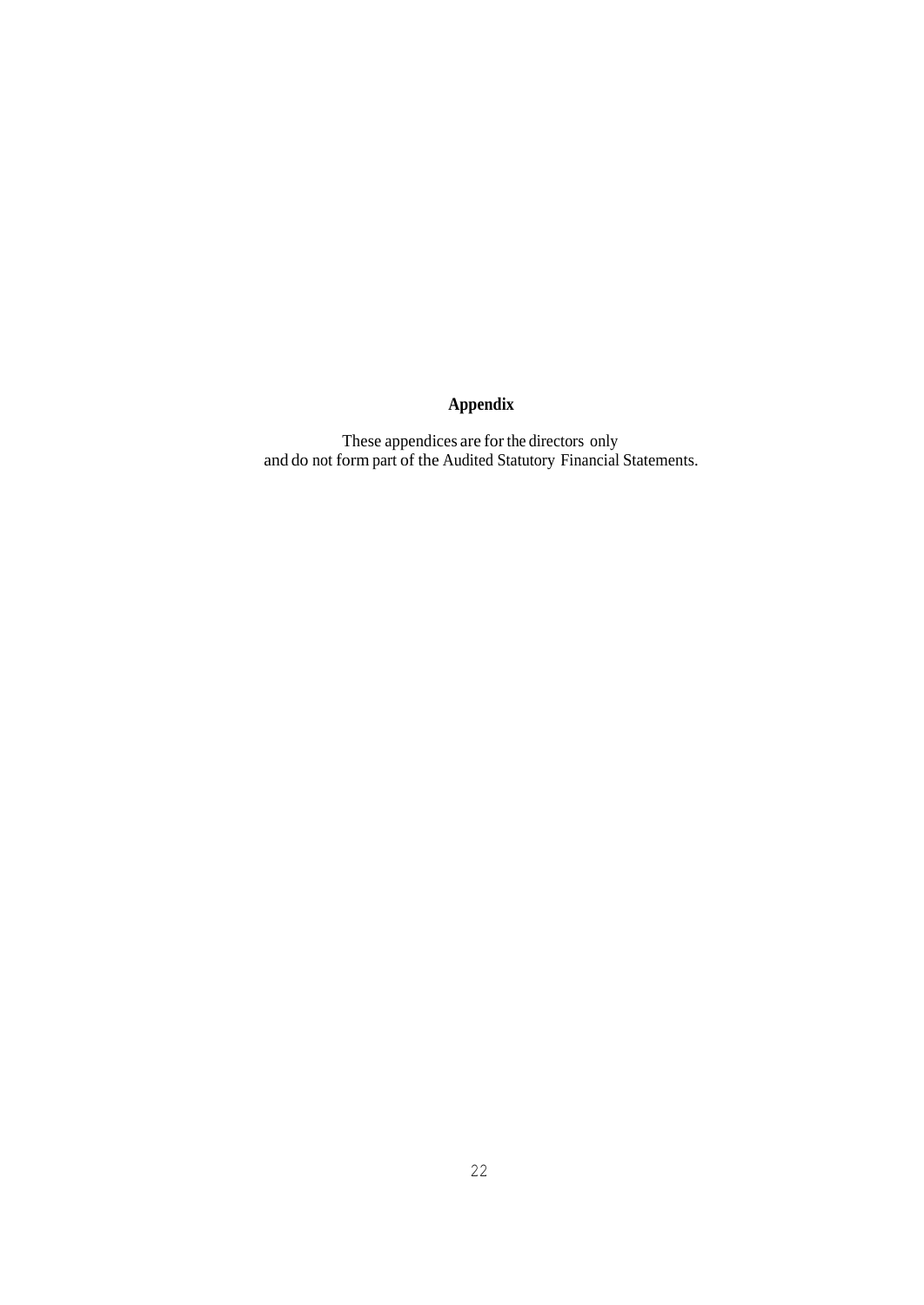# Appendix

These appendices are for the directors only
and do not form part of the Audited Statutory Financial Statements.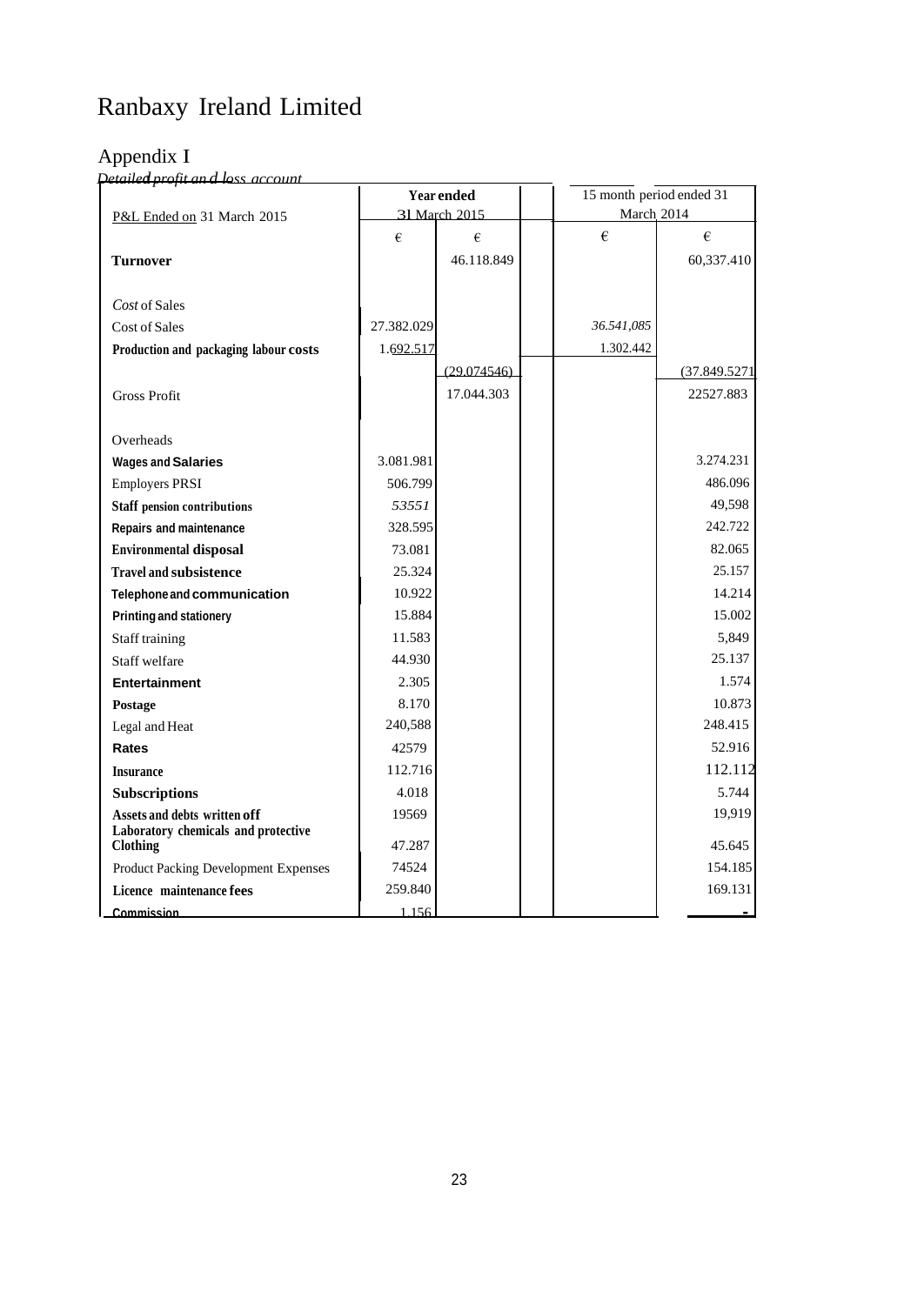# Ranbaxy Ireland Limited

## Appendix I

*Detailed profit and loss account*

| P&L Ended on 31 March 2015 | Year ended 31 March 2015 | | | 15 month period ended 31 March 2014 | |
|---|---|---|---|---|---|
| | € | € | | € | € |
| **Turnover** | | 46.118.849 | | | 60,337.410 |
| *Cost* of Sales | | | | | |
| Cost of Sales | 27.382.029 | | | *36.541,085* | |
| **Production and packaging labour costs** | 1.692.517 | | | 1.302.442 | |
| | | (29.074546) | | | (37.849.5271 |
| Gross Profit | | 17.044.303 | | | 22527.883 |
| Overheads | | | | | |
| **Wages and Salaries** | 3.081.981 | | | | 3.274.231 |
| Employers PRSI | 506.799 | | | | 486.096 |
| **Staff pension contributions** | *53551* | | | | 49,598 |
| **Repairs and maintenance** | 328.595 | | | | 242.722 |
| **Environmental disposal** | 73.081 | | | | 82.065 |
| **Travel and subsistence** | 25.324 | | | | 25.157 |
| **Telephone and communication** | 10.922 | | | | 14.214 |
| **Printing and stationery** | 15.884 | | | | 15.002 |
| Staff training | 11.583 | | | | 5,849 |
| Staff welfare | 44.930 | | | | 25.137 |
| **Entertainment** | 2.305 | | | | 1.574 |
| **Postage** | 8.170 | | | | 10.873 |
| Legal and Heat | 240,588 | | | | 248.415 |
| **Rates** | 42579 | | | | 52.916 |
| **Insurance** | 112.716 | | | | 112.112 |
| **Subscriptions** | 4.018 | | | | 5.744 |
| **Assets and debts written off** | 19569 | | | | 19,919 |
| **Laboratory chemicals and protective Clothing** | 47.287 | | | | 45.645 |
| Product Packing Development Expenses | 74524 | | | | 154.185 |
| **Licence maintenance fees** | 259.840 | | | | 169.131 |
| **Commission** | 1.156 | | | | - |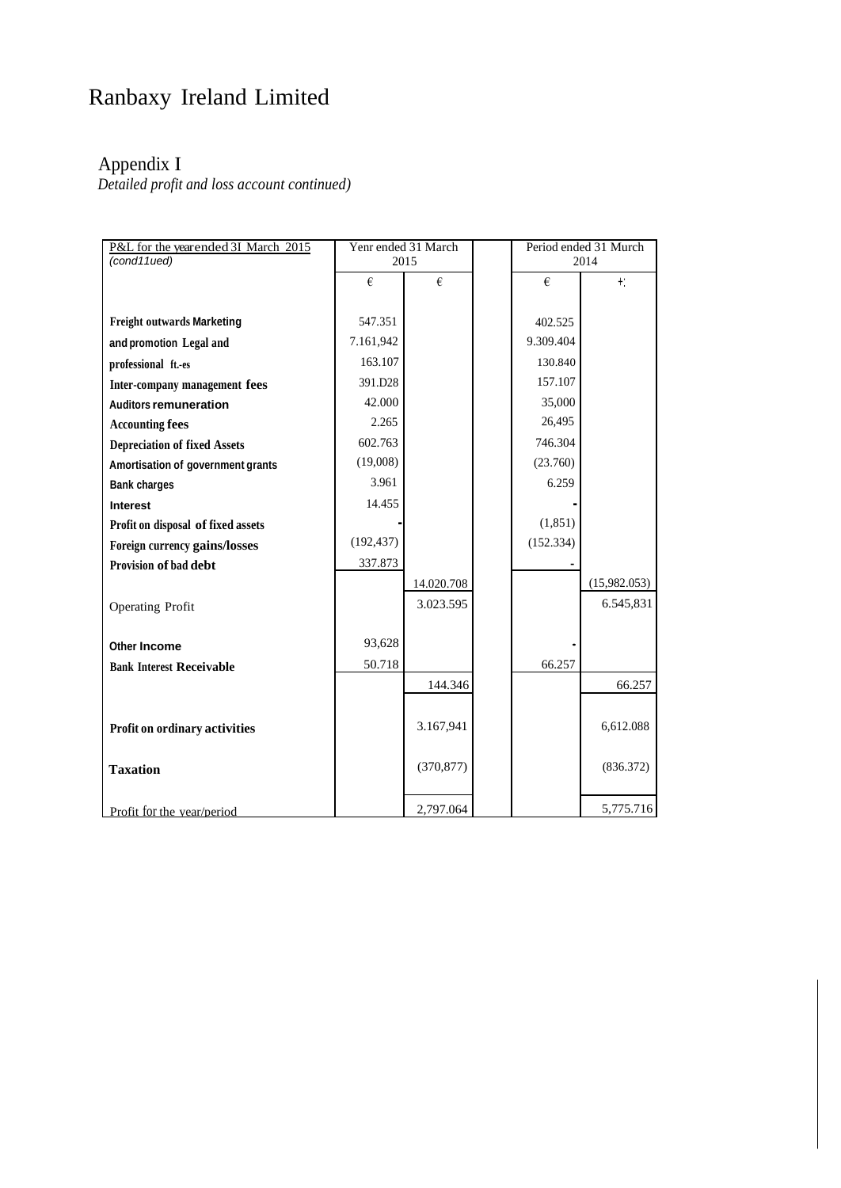# Ranbaxy Ireland Limited

## Appendix I

*Detailed profit and loss account continued)*

| P&L for the yearended 3I March 2015 (cond11ued) | Yenr ended 31 March 2015 | | | Period ended 31 Murch 2014 | |
|---|---|---|---|---|---|
| | € | € | | € | +: |
| **Freight outwards Marketing** | 547.351 | | | 402.525 | |
| **and promotion Legal and** | 7.161,942 | | | 9.309.404 | |
| **professional ft.-es** | 163.107 | | | 130.840 | |
| **Inter-company management fees** | 391.D28 | | | 157.107 | |
| **Auditors remuneration** | 42.000 | | | 35,000 | |
| **Accounting fees** | 2.265 | | | 26,495 | |
| **Depreciation of fixed Assets** | 602.763 | | | 746.304 | |
| **Amortisation of government grants** | (19,008) | | | (23.760) | |
| **Bank charges** | 3.961 | | | 6.259 | |
| **Interest** | 14.455 | | | - | |
| **Profit on disposal of fixed assets** | - | | | (1,851) | |
| **Foreign currency gains/losses** | (192,437) | | | (152.334) | |
| **Provision of bad debt** | 337.873 | | | - | |
| | | 14.020.708 | | | (15,982.053) |
| Operating Profit | | 3.023.595 | | | 6.545,831 |
| **Other Income** | 93,628 | | | - | |
| **Bank Interest Receivable** | 50.718 | | | 66.257 | |
| | | 144.346 | | | 66.257 |
| **Profit on ordinary activities** | | 3.167,941 | | | 6,612.088 |
| **Taxation** | | (370,877) | | | (836.372) |
| Profit for the year/period | | 2,797.064 | | | 5,775.716 |